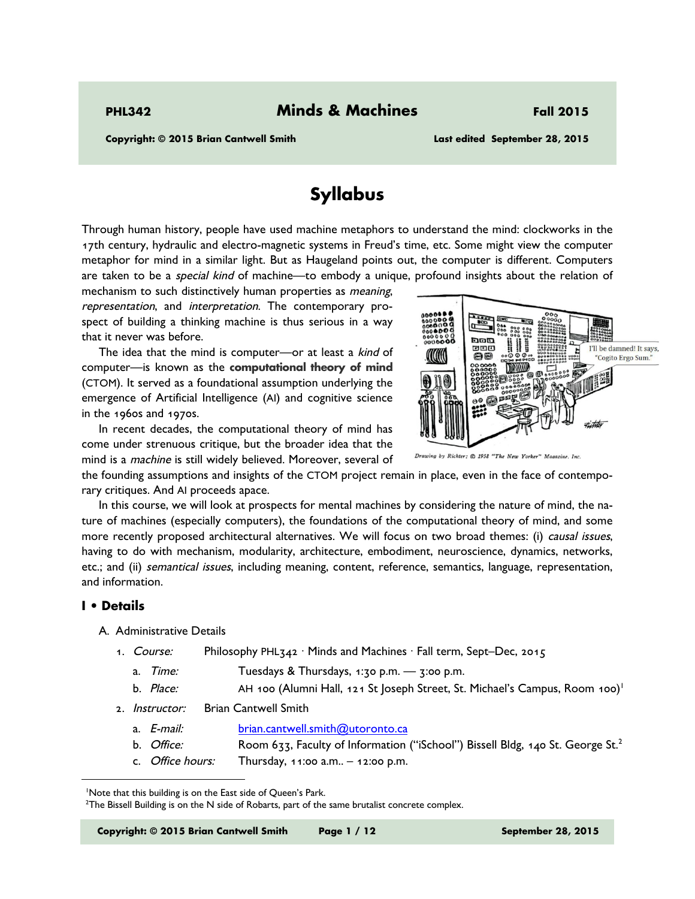**PHL342** **Minds & Machines** **Fall 2015**

**Copyright: © 2015 Brian Cantwell Smith** **Last edited September 28, 2015**

# Syllabus

Through human history, people have used machine metaphors to understand the mind: clockworks in the 17th century, hydraulic and electro-magnetic systems in Freud's time, etc. Some might view the computer metaphor for mind in a similar light. But as Haugeland points out, the computer is different. Computers are taken to be a *special kind* of machine—to embody a unique, profound insights about the relation of mechanism to such distinctively human properties as *meaning*, *representation*, and *interpretation*. The contemporary prospect of building a thinking machine is thus serious in a way that it never was before.

The idea that the mind is computer—or at least a *kind* of computer—is known as the **computational theory of mind** (CTOM). It served as a foundational assumption underlying the emergence of Artificial Intelligence (AI) and cognitive science in the 1960s and 1970s.

In recent decades, the computational theory of mind has come under strenuous critique, but the broader idea that the mind is a *machine* is still widely believed. Moreover, several of the founding assumptions and insights of the CTOM project remain in place, even in the face of contemporary critiques. And AI proceeds apace.

Drawing by Richter: © 1958 "The New Yorker" Magazine, Inc.

In this course, we will look at prospects for mental machines by considering the nature of mind, the nature of machines (especially computers), the foundations of the computational theory of mind, and some more recently proposed architectural alternatives. We will focus on two broad themes: (i) *causal issues*, having to do with mechanism, modularity, architecture, embodiment, neuroscience, dynamics, networks, etc.; and (ii) *semantical issues*, including meaning, content, reference, semantics, language, representation, and information.

## I • Details

A. Administrative Details

1. *Course:* Philosophy PHL342 · Minds and Machines · Fall term, Sept–Dec, 2015
   a. *Time:* Tuesdays & Thursdays, 1:30 p.m. — 3:00 p.m.
   b. *Place:* AH 100 (Alumni Hall, 121 St Joseph Street, St. Michael's Campus, Room 100)[1]
2. *Instructor:* Brian Cantwell Smith
   a. *E-mail:* brian.cantwell.smith@utoronto.ca
   b. *Office:* Room 633, Faculty of Information ("iSchool") Bissell Bldg, 140 St. George St.[2]
   c. *Office hours:* Thursday, 11:00 a.m.. – 12:00 p.m.

[1] Note that this building is on the East side of Queen's Park.

[2] The Bissell Building is on the N side of Robarts, part of the same brutalist concrete complex.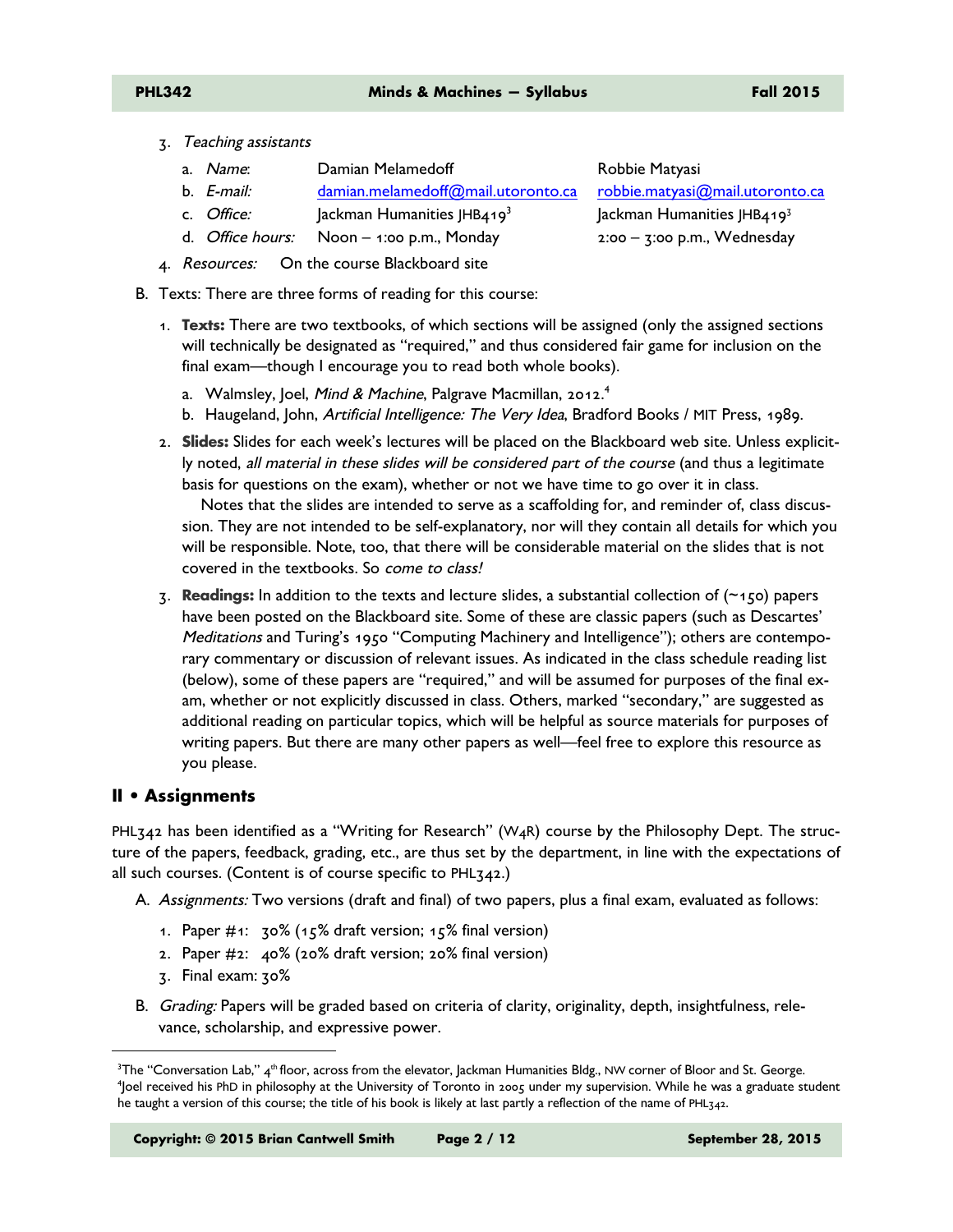3. *Teaching assistants*

   a. *Name*: Damian Melamedoff — Robbie Matyasi

   b. *E-mail:* damian.melamedoff@mail.utoronto.ca — robbie.matyasi@mail.utoronto.ca

   c. *Office:* Jackman Humanities JHB419[3] — Jackman Humanities JHB419[3]

   d. *Office hours:* Noon – 1:00 p.m., Monday — 2:00 – 3:00 p.m., Wednesday

4. *Resources:* On the course Blackboard site

B. Texts: There are three forms of reading for this course:

1. **Texts:** There are two textbooks, of which sections will be assigned (only the assigned sections will technically be designated as "required," and thus considered fair game for inclusion on the final exam—though I encourage you to read both whole books).

   a. Walmsley, Joel, *Mind & Machine*, Palgrave Macmillan, 2012.[4]

   b. Haugeland, John, *Artificial Intelligence: The Very Idea*, Bradford Books / MIT Press, 1989.

2. **Slides:** Slides for each week's lectures will be placed on the Blackboard web site. Unless explicitly noted, *all material in these slides will be considered part of the course* (and thus a legitimate basis for questions on the exam), whether or not we have time to go over it in class.

   Notes that the slides are intended to serve as a scaffolding for, and reminder of, class discussion. They are not intended to be self-explanatory, nor will they contain all details for which you will be responsible. Note, too, that there will be considerable material on the slides that is not covered in the textbooks. So *come to class!*

3. **Readings:** In addition to the texts and lecture slides, a substantial collection of (~150) papers have been posted on the Blackboard site. Some of these are classic papers (such as Descartes' *Meditations* and Turing's 1950 "Computing Machinery and Intelligence"); others are contemporary commentary or discussion of relevant issues. As indicated in the class schedule reading list (below), some of these papers are "required," and will be assumed for purposes of the final exam, whether or not explicitly discussed in class. Others, marked "secondary," are suggested as additional reading on particular topics, which will be helpful as source materials for purposes of writing papers. But there are many other papers as well—feel free to explore this resource as you please.

## II • Assignments

PHL342 has been identified as a "Writing for Research" (W4R) course by the Philosophy Dept. The structure of the papers, feedback, grading, etc., are thus set by the department, in line with the expectations of all such courses. (Content is of course specific to PHL342.)

A. *Assignments:* Two versions (draft and final) of two papers, plus a final exam, evaluated as follows:

1. Paper #1: 30% (15% draft version; 15% final version)
2. Paper #2: 40% (20% draft version; 20% final version)
3. Final exam: 30%

B. *Grading:* Papers will be graded based on criteria of clarity, originality, depth, insightfulness, relevance, scholarship, and expressive power.

---

[3] The "Conversation Lab," 4th floor, across from the elevator, Jackman Humanities Bldg., NW corner of Bloor and St. George.

[4] Joel received his PhD in philosophy at the University of Toronto in 2005 under my supervision. While he was a graduate student he taught a version of this course; the title of his book is likely at last partly a reflection of the name of PHL342.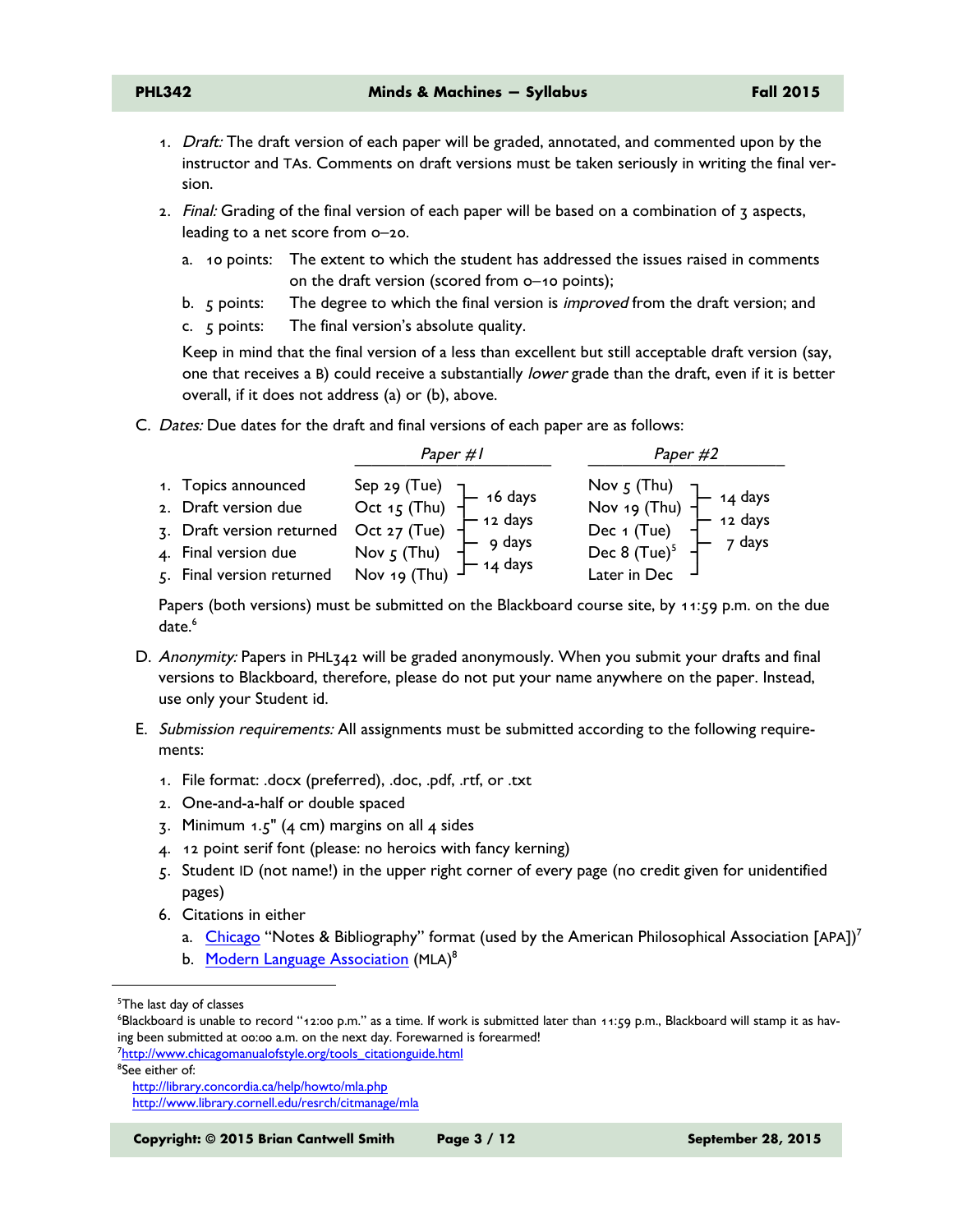1. *Draft:* The draft version of each paper will be graded, annotated, and commented upon by the instructor and TAs. Comments on draft versions must be taken seriously in writing the final version.
2. *Final:* Grading of the final version of each paper will be based on a combination of 3 aspects, leading to a net score from 0–20.
   a. 10 points: The extent to which the student has addressed the issues raised in comments on the draft version (scored from 0–10 points);
   b. 5 points: The degree to which the final version is *improved* from the draft version; and
   c. 5 points: The final version's absolute quality.

   Keep in mind that the final version of a less than excellent but still acceptable draft version (say, one that receives a B) could receive a substantially *lower* grade than the draft, even if it is better overall, if it does not address (a) or (b), above.

C. *Dates:* Due dates for the draft and final versions of each paper are as follows:

| | *Paper #1* | | *Paper #2* | |
|---|---|---|---|---|
| 1. Topics announced | Sep 29 (Tue) | | Nov 5 (Thu) | |
| | | 16 days | | 14 days |
| 2. Draft version due | Oct 15 (Thu) | | Nov 19 (Thu) | |
| | | 12 days | | 12 days |
| 3. Draft version returned | Oct 27 (Tue) | | Dec 1 (Tue) | |
| | | 9 days | | 7 days |
| 4. Final version due | Nov 5 (Thu) | | Dec 8 (Tue)[5] | |
| | | 14 days | | |
| 5. Final version returned | Nov 19 (Thu) | | Later in Dec | |

Papers (both versions) must be submitted on the Blackboard course site, by 11:59 p.m. on the due date.[6]

D. *Anonymity:* Papers in PHL342 will be graded anonymously. When you submit your drafts and final versions to Blackboard, therefore, please do not put your name anywhere on the paper. Instead, use only your Student id.

E. *Submission requirements:* All assignments must be submitted according to the following requirements:

1. File format: .docx (preferred), .doc, .pdf, .rtf, or .txt
2. One-and-a-half or double spaced
3. Minimum 1.5" (4 cm) margins on all 4 sides
4. 12 point serif font (please: no heroics with fancy kerning)
5. Student ID (not name!) in the upper right corner of every page (no credit given for unidentified pages)
6. Citations in either
   a. Chicago "Notes & Bibliography" format (used by the American Philosophical Association [APA])[7]
   b. Modern Language Association (MLA)[8]

---

[5] The last day of classes

[6] Blackboard is unable to record "12:00 p.m." as a time. If work is submitted later than 11:59 p.m., Blackboard will stamp it as having been submitted at 00:00 a.m. on the next day. Forewarned is forearmed!

[7] http://www.chicagomanualofstyle.org/tools_citationguide.html

[8] See either of:
http://library.concordia.ca/help/howto/mla.php
http://www.library.cornell.edu/resrch/citmanage/mla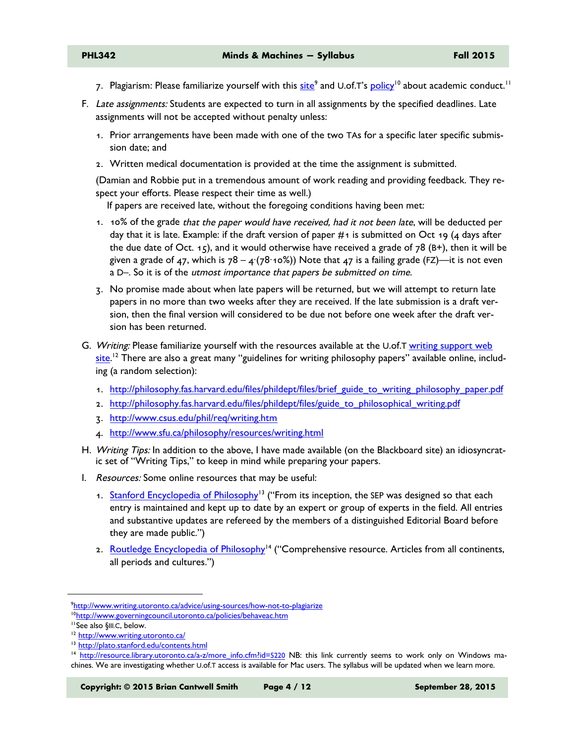7. Plagiarism: Please familiarize yourself with this site[9] and U.of.T's policy[10] about academic conduct.[11]

F. *Late assignments:* Students are expected to turn in all assignments by the specified deadlines. Late assignments will not be accepted without penalty unless:

   1. Prior arrangements have been made with one of the two TAs for a specific later specific submission date; and
   2. Written medical documentation is provided at the time the assignment is submitted.

   (Damian and Robbie put in a tremendous amount of work reading and providing feedback. They respect your efforts. Please respect their time as well.)

   If papers are received late, without the foregoing conditions having been met:

   1. 10% of the grade *that the paper would have received, had it not been late*, will be deducted per day that it is late. Example: if the draft version of paper #1 is submitted on Oct 19 (4 days after the due date of Oct. 15), and it would otherwise have received a grade of 78 (B+), then it will be given a grade of 47, which is $78 - 4 \cdot (78 \cdot 10\%)$) Note that 47 is a failing grade (FZ)—it is not even a D–. So it is of the *utmost importance that papers be submitted on time*.
   3. No promise made about when late papers will be returned, but we will attempt to return late papers in no more than two weeks after they are received. If the late submission is a draft version, then the final version will considered to be due not before one week after the draft version has been returned.

G. *Writing:* Please familiarize yourself with the resources available at the U.of.T writing support web site.[12] There are also a great many "guidelines for writing philosophy papers" available online, including (a random selection):

   1. http://philosophy.fas.harvard.edu/files/phildept/files/brief_guide_to_writing_philosophy_paper.pdf
   2. http://philosophy.fas.harvard.edu/files/phildept/files/guide_to_philosophical_writing.pdf
   3. http://www.csus.edu/phil/req/writing.htm
   4. http://www.sfu.ca/philosophy/resources/writing.html

H. *Writing Tips:* In addition to the above, I have made available (on the Blackboard site) an idiosyncratic set of "Writing Tips," to keep in mind while preparing your papers.

I. *Resources:* Some online resources that may be useful:

   1. Stanford Encyclopedia of Philosophy[13] ("From its inception, the SEP was designed so that each entry is maintained and kept up to date by an expert or group of experts in the field. All entries and substantive updates are refereed by the members of a distinguished Editorial Board before they are made public.")
   2. Routledge Encyclopedia of Philosophy[14] ("Comprehensive resource. Articles from all continents, all periods and cultures.")

---

[9] http://www.writing.utoronto.ca/advice/using-sources/how-not-to-plagiarize

[10] http://www.governingcouncil.utoronto.ca/policies/behaveac.htm

[11] See also §III.C, below.

[12] http://www.writing.utoronto.ca/

[13] http://plato.stanford.edu/contents.html

[14] http://resource.library.utoronto.ca/a-z/more_info.cfm?id=5220 NB: this link currently seems to work only on Windows machines. We are investigating whether U.of.T access is available for Mac users. The syllabus will be updated when we learn more.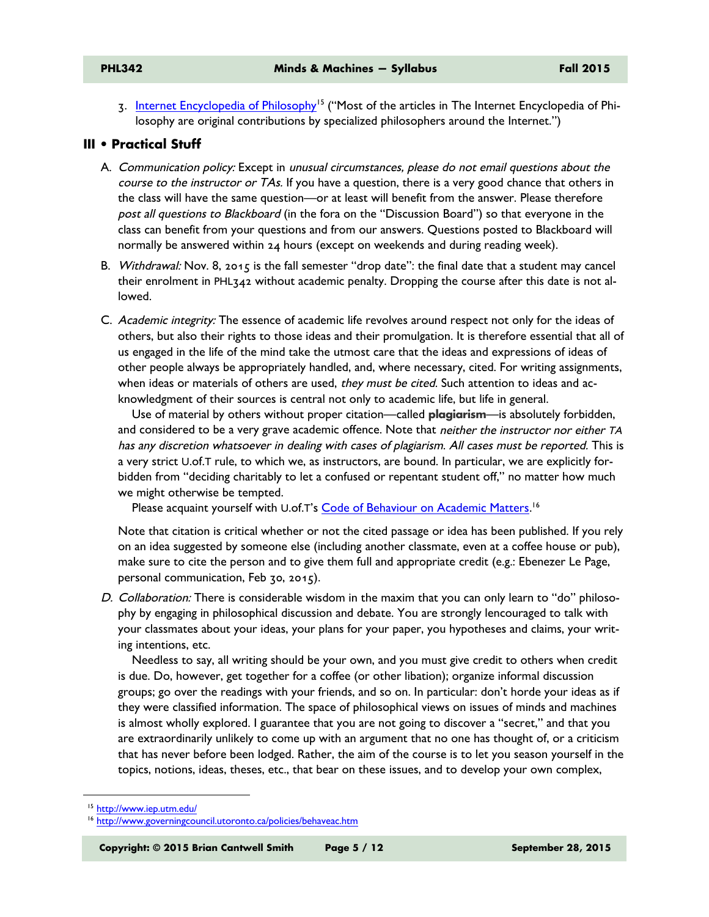3. [Internet Encyclopedia of Philosophy](http://www.iep.utm.edu/)[15] ("Most of the articles in The Internet Encyclopedia of Philosophy are original contributions by specialized philosophers around the Internet.")

## III • Practical Stuff

A. *Communication policy:* Except in *unusual circumstances, please do not email questions about the course to the instructor or TAs.* If you have a question, there is a very good chance that others in the class will have the same question—or at least will benefit from the answer. Please therefore *post all questions to Blackboard* (in the fora on the "Discussion Board") so that everyone in the class can benefit from your questions and from our answers. Questions posted to Blackboard will normally be answered within 24 hours (except on weekends and during reading week).

B. *Withdrawal:* Nov. 8, 2015 is the fall semester "drop date": the final date that a student may cancel their enrolment in PHL342 without academic penalty. Dropping the course after this date is not allowed.

C. *Academic integrity:* The essence of academic life revolves around respect not only for the ideas of others, but also their rights to those ideas and their promulgation. It is therefore essential that all of us engaged in the life of the mind take the utmost care that the ideas and expressions of ideas of other people always be appropriately handled, and, where necessary, cited. For writing assignments, when ideas or materials of others are used, *they must be cited.* Such attention to ideas and acknowledgment of their sources is central not only to academic life, but life in general.

   Use of material by others without proper citation—called **plagiarism**—is absolutely forbidden, and considered to be a very grave academic offence. Note that *neither the instructor nor either TA has any discretion whatsoever in dealing with cases of plagiarism. All cases must be reported.* This is a very strict U.of.T rule, to which we, as instructors, are bound. In particular, we are explicitly forbidden from "deciding charitably to let a confused or repentant student off," no matter how much we might otherwise be tempted.

   Please acquaint yourself with U.of.T's [Code of Behaviour on Academic Matters](http://www.governingcouncil.utoronto.ca/policies/behaveac.htm).[16]

   Note that citation is critical whether or not the cited passage or idea has been published. If you rely on an idea suggested by someone else (including another classmate, even at a coffee house or pub), make sure to cite the person and to give them full and appropriate credit (e.g.: Ebenezer Le Page, personal communication, Feb 30, 2015).

D. *Collaboration:* There is considerable wisdom in the maxim that you can only learn to "do" philosophy by engaging in philosophical discussion and debate. You are strongly lencouraged to talk with your classmates about your ideas, your plans for your paper, you hypotheses and claims, your writing intentions, etc.

   Needless to say, all writing should be your own, and you must give credit to others when credit is due. Do, however, get together for a coffee (or other libation); organize informal discussion groups; go over the readings with your friends, and so on. In particular: don't horde your ideas as if they were classified information. The space of philosophical views on issues of minds and machines is almost wholly explored. I guarantee that you are not going to discover a "secret," and that you are extraordinarily unlikely to come up with an argument that no one has thought of, or a criticism that has never before been lodged. Rather, the aim of the course is to let you season yourself in the topics, notions, ideas, theses, etc., that bear on these issues, and to develop your own complex,

---

[15] http://www.iep.utm.edu/

[16] http://www.governingcouncil.utoronto.ca/policies/behaveac.htm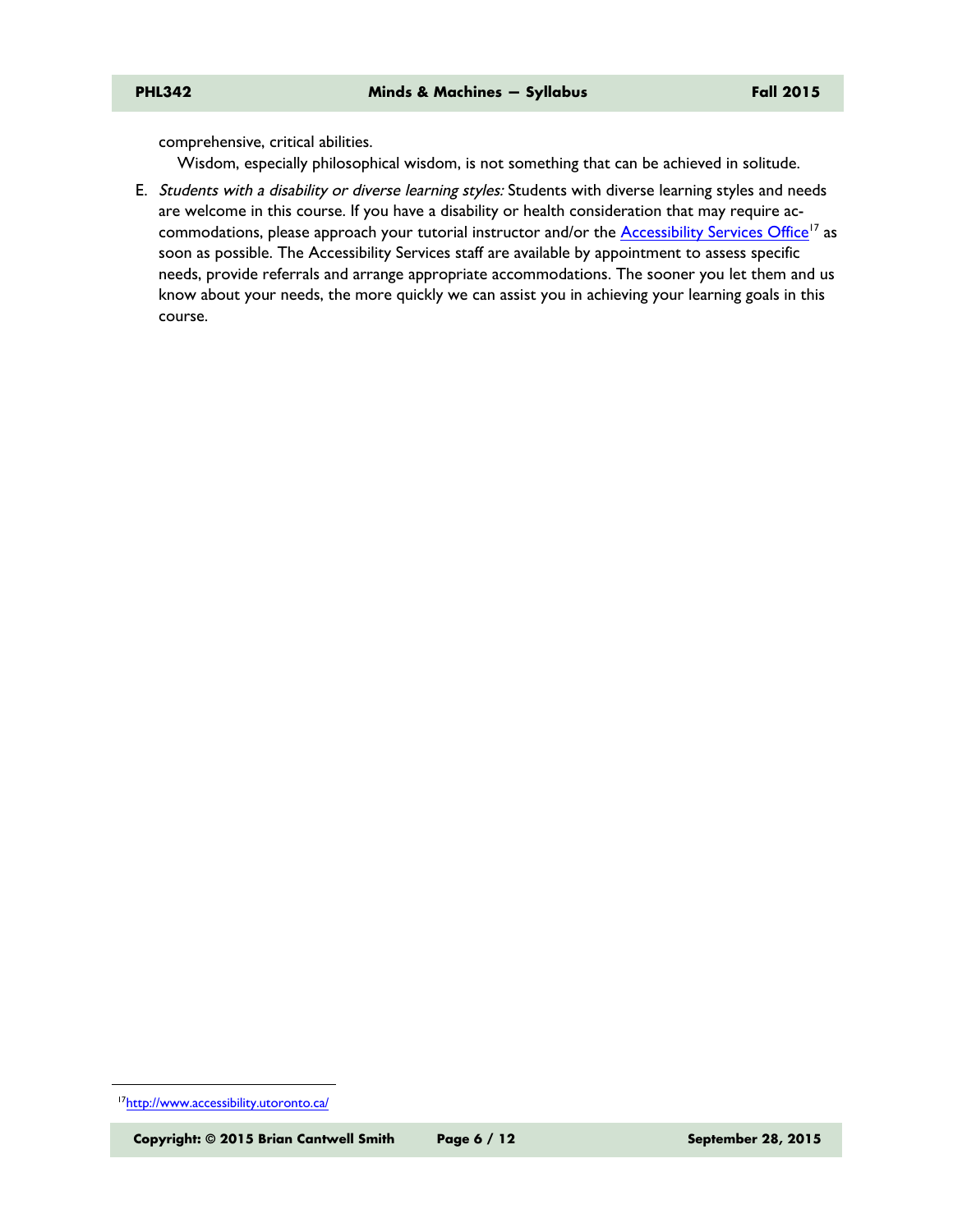comprehensive, critical abilities.

Wisdom, especially philosophical wisdom, is not something that can be achieved in solitude.

E. *Students with a disability or diverse learning styles:* Students with diverse learning styles and needs are welcome in this course. If you have a disability or health consideration that may require accommodations, please approach your tutorial instructor and/or the [Accessibility Services Office](http://www.accessibility.utoronto.ca/)[17] as soon as possible. The Accessibility Services staff are available by appointment to assess specific needs, provide referrals and arrange appropriate accommodations. The sooner you let them and us know about your needs, the more quickly we can assist you in achieving your learning goals in this course.

---

[17] http://www.accessibility.utoronto.ca/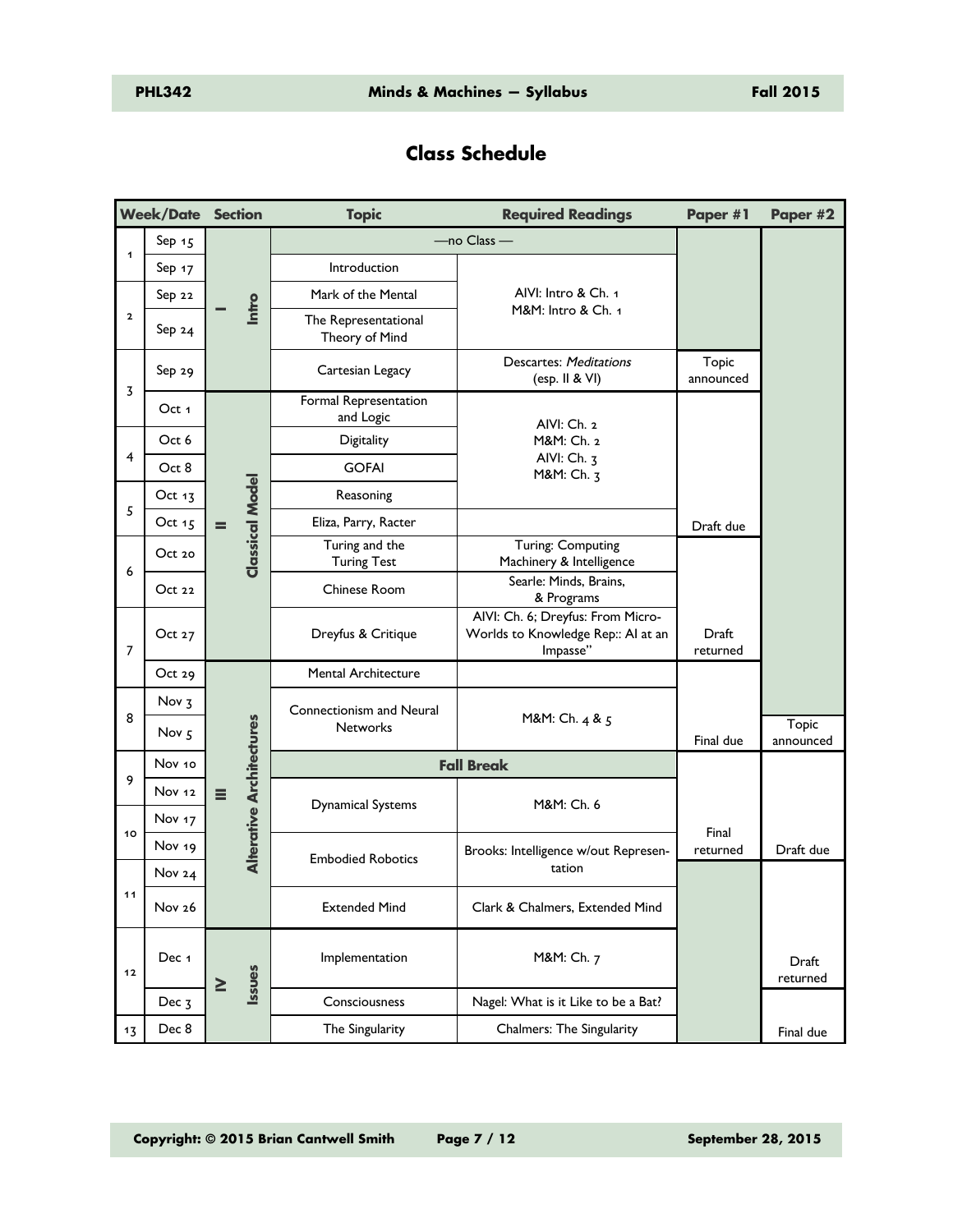## Class Schedule

| Week | Date | Section | | Topic | Required Readings | Paper #1 | Paper #2 |
|---|---|---|---|---|---|---|---|
| 1 | Sep 15 | I | Intro | —no Class — | | | |
| | Sep 17 | | | Introduction | AIVI: Intro & Ch. 1<br>M&M: Intro & Ch. 1 | | |
| 2 | Sep 22 | | | Mark of the Mental | | | |
| | Sep 24 | | | The Representational Theory of Mind | | | |
| 3 | Sep 29 | | | Cartesian Legacy | Descartes: *Meditations* (esp. II & VI) | Topic announced | |
| | Oct 1 | II | Classical Model | Formal Representation and Logic | AIVI: Ch. 2<br>M&M: Ch. 2<br>AIVI: Ch. 3<br>M&M: Ch. 3 | | |
| 4 | Oct 6 | | | Digitality | | | |
| | Oct 8 | | | GOFAI | | | |
| 5 | Oct 13 | | | Reasoning | | | |
| | Oct 15 | | | Eliza, Parry, Racter | | Draft due | |
| 6 | Oct 20 | | | Turing and the Turing Test | Turing: Computing Machinery & Intelligence | | |
| | Oct 22 | | | Chinese Room | Searle: Minds, Brains, & Programs | | |
| 7 | Oct 27 | | | Dreyfus & Critique | AIVI: Ch. 6; Dreyfus: From Micro-Worlds to Knowledge Rep:: AI at an Impasse" | Draft returned | |
| | Oct 29 | III | Alterative Architectures | Mental Architecture | | | |
| 8 | Nov 3 | | | Connectionism and Neural Networks | M&M: Ch. 4 & 5 | | |
| | Nov 5 | | | | | Final due | Topic announced |
| 9 | Nov 10 | | | Fall Break | | | |
| | Nov 12 | | | Dynamical Systems | M&M: Ch. 6 | | |
| 10 | Nov 17 | | | | | | |
| | Nov 19 | | | Embodied Robotics | Brooks: Intelligence w/out Representation | Final returned | Draft due |
| 11 | Nov 24 | | | | | | |
| | Nov 26 | | | Extended Mind | Clark & Chalmers, Extended Mind | | |
| 12 | Dec 1 | IV | Issues | Implementation | M&M: Ch. 7 | | Draft returned |
| | Dec 3 | | | Consciousness | Nagel: What is it Like to be a Bat? | | |
| 13 | Dec 8 | | | The Singularity | Chalmers: The Singularity | | Final due |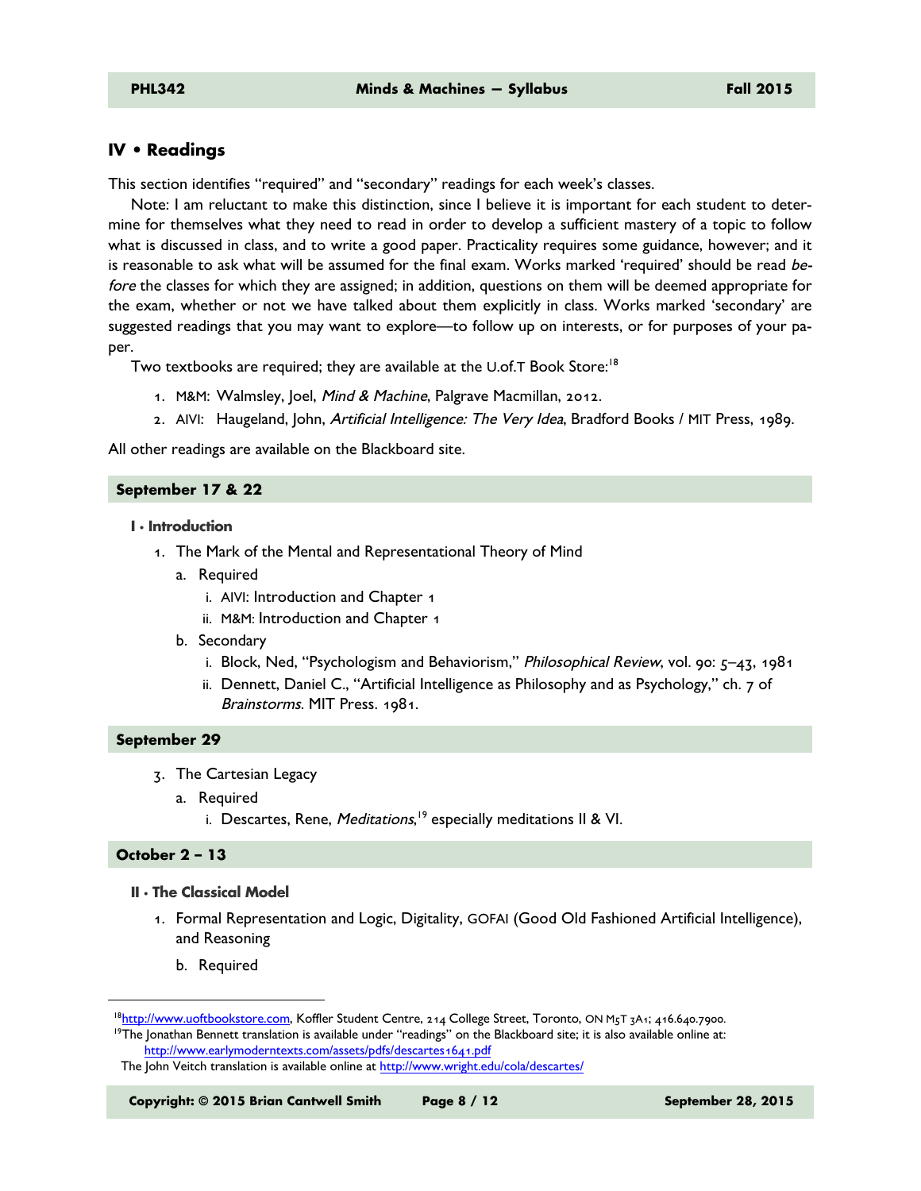## IV • Readings

This section identifies "required" and "secondary" readings for each week's classes.

Note: I am reluctant to make this distinction, since I believe it is important for each student to determine for themselves what they need to read in order to develop a sufficient mastery of a topic to follow what is discussed in class, and to write a good paper. Practicality requires some guidance, however; and it is reasonable to ask what will be assumed for the final exam. Works marked 'required' should be read *before* the classes for which they are assigned; in addition, questions on them will be deemed appropriate for the exam, whether or not we have talked about them explicitly in class. Works marked 'secondary' are suggested readings that you may want to explore—to follow up on interests, or for purposes of your paper.

Two textbooks are required; they are available at the U.of.T Book Store:[18]

1. M&M: Walmsley, Joel, *Mind & Machine*, Palgrave Macmillan, 2012.
2. AIVI: Haugeland, John, *Artificial Intelligence: The Very Idea*, Bradford Books / MIT Press, 1989.

All other readings are available on the Blackboard site.

### September 17 & 22

**I • Introduction**

1. The Mark of the Mental and Representational Theory of Mind
   a. Required
      i. AIVI: Introduction and Chapter 1
      ii. M&M: Introduction and Chapter 1
   b. Secondary
      i. Block, Ned, "Psychologism and Behaviorism," *Philosophical Review*, vol. 90: 5–43, 1981
      ii. Dennett, Daniel C., "Artificial Intelligence as Philosophy and as Psychology," ch. 7 of *Brainstorms*. MIT Press. 1981.

### September 29

3. The Cartesian Legacy
   a. Required
      i. Descartes, Rene, *Meditations*,[19] especially meditations II & VI.

### October 2 – 13

**II • The Classical Model**

1. Formal Representation and Logic, Digitality, GOFAI (Good Old Fashioned Artificial Intelligence), and Reasoning
   b. Required

---

[18] http://www.uoftbookstore.com, Koffler Student Centre, 214 College Street, Toronto, ON M5T 3A1; 416.640.7900.

[19] The Jonathan Bennett translation is available under "readings" on the Blackboard site; it is also available online at: http://www.earlymoderntexts.com/assets/pdfs/descartes1641.pdf
The John Veitch translation is available online at http://www.wright.edu/cola/descartes/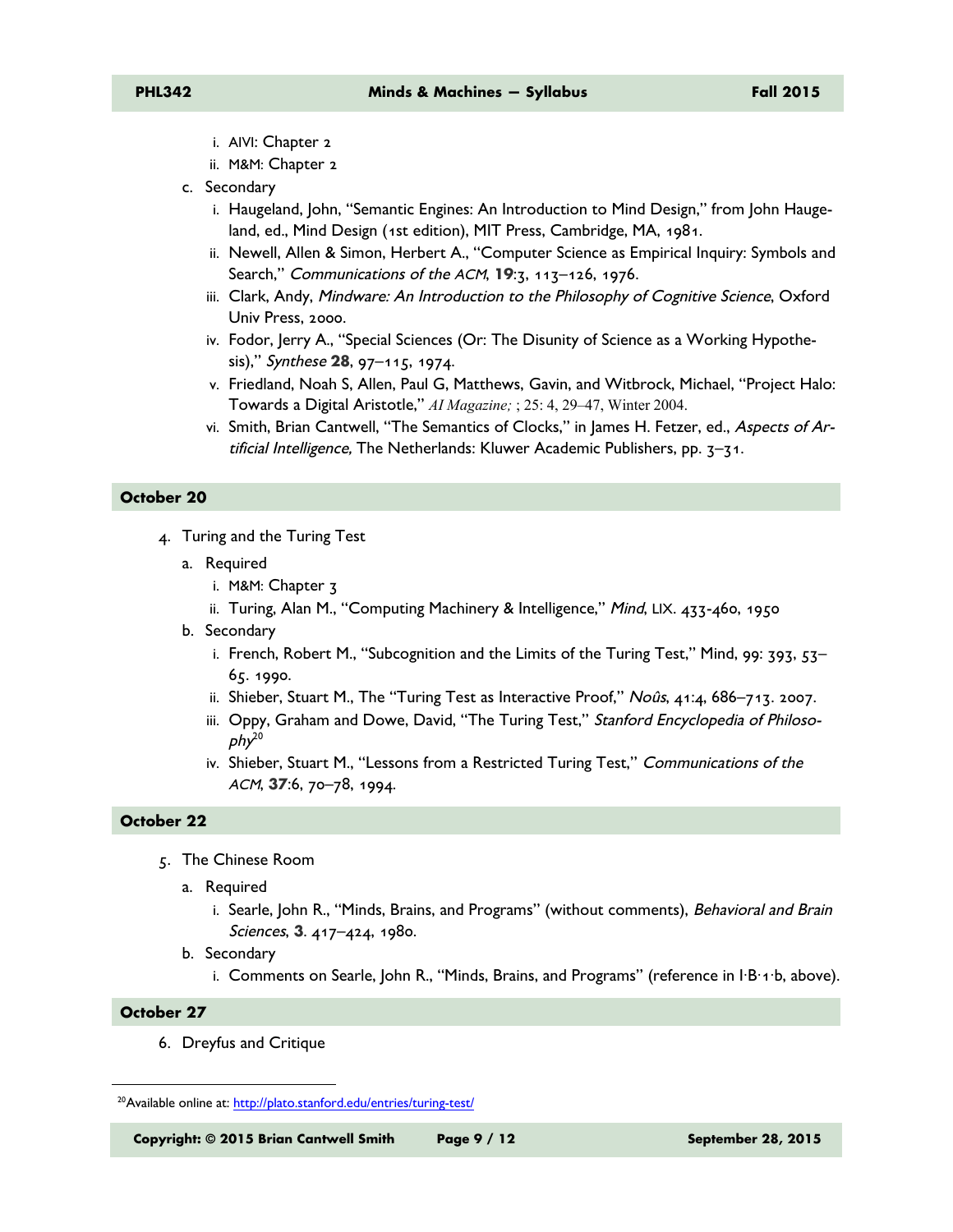i. AIVI: Chapter 2
   ii. M&M: Chapter 2

c. Secondary
   i. Haugeland, John, "Semantic Engines: An Introduction to Mind Design," from John Haugeland, ed., Mind Design (1st edition), MIT Press, Cambridge, MA, 1981.
   ii. Newell, Allen & Simon, Herbert A., "Computer Science as Empirical Inquiry: Symbols and Search," *Communications of the ACM*, **19**:3, 113–126, 1976.
   iii. Clark, Andy, *Mindware: An Introduction to the Philosophy of Cognitive Science*, Oxford Univ Press, 2000.
   iv. Fodor, Jerry A., "Special Sciences (Or: The Disunity of Science as a Working Hypothesis)," *Synthese* **28**, 97–115, 1974.
   v. Friedland, Noah S, Allen, Paul G, Matthews, Gavin, and Witbrock, Michael, "Project Halo: Towards a Digital Aristotle," *AI Magazine;* ; 25: 4, 29–47, Winter 2004.
   vi. Smith, Brian Cantwell, "The Semantics of Clocks," in James H. Fetzer, ed., *Aspects of Artificial Intelligence,* The Netherlands: Kluwer Academic Publishers, pp. 3–31.

## October 20

4. Turing and the Turing Test
   a. Required
      i. M&M: Chapter 3
      ii. Turing, Alan M., "Computing Machinery & Intelligence," *Mind*, LIX. 433-460, 1950
   b. Secondary
      i. French, Robert M., "Subcognition and the Limits of the Turing Test," Mind, 99: 393, 53–65. 1990.
      ii. Shieber, Stuart M., The "Turing Test as Interactive Proof," *Noûs*, 41:4, 686–713. 2007.
      iii. Oppy, Graham and Dowe, David, "The Turing Test," *Stanford Encyclopedia of Philosophy*[20]
      iv. Shieber, Stuart M., "Lessons from a Restricted Turing Test," *Communications of the ACM*, **37**:6, 70–78, 1994.

## October 22

5. The Chinese Room
   a. Required
      i. Searle, John R., "Minds, Brains, and Programs" (without comments), *Behavioral and Brain Sciences*, **3**. 417–424, 1980.
   b. Secondary
      i. Comments on Searle, John R., "Minds, Brains, and Programs" (reference in I·B·1·b, above).

## October 27

6. Dreyfus and Critique

---

[20] Available online at: http://plato.stanford.edu/entries/turing-test/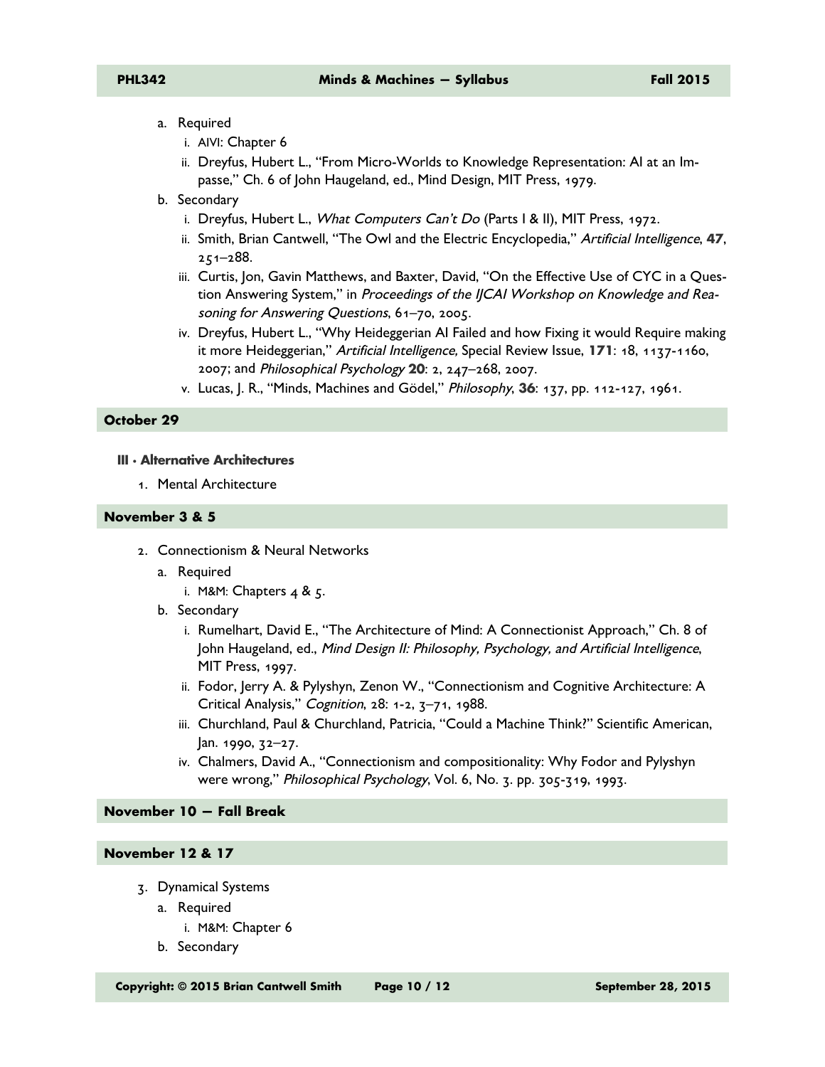a. Required
   i. AIVI: Chapter 6
   ii. Dreyfus, Hubert L., "From Micro-Worlds to Knowledge Representation: AI at an Impasse," Ch. 6 of John Haugeland, ed., Mind Design, MIT Press, 1979.
b. Secondary
   i. Dreyfus, Hubert L., *What Computers Can't Do* (Parts I & II), MIT Press, 1972.
   ii. Smith, Brian Cantwell, "The Owl and the Electric Encyclopedia," *Artificial Intelligence*, **47**, 251–288.
   iii. Curtis, Jon, Gavin Matthews, and Baxter, David, "On the Effective Use of CYC in a Question Answering System," in *Proceedings of the IJCAI Workshop on Knowledge and Reasoning for Answering Questions*, 61–70, 2005.
   iv. Dreyfus, Hubert L., "Why Heideggerian AI Failed and how Fixing it would Require making it more Heideggerian," *Artificial Intelligence,* Special Review Issue, **171**: 18, 1137-1160, 2007; and *Philosophical Psychology* **20**: 2, 247–268, 2007.
   v. Lucas, J. R., "Minds, Machines and Gödel," *Philosophy*, **36**: 137, pp. 112-127, 1961.

## October 29

### III · Alternative Architectures

1. Mental Architecture

## November 3 & 5

2. Connectionism & Neural Networks
   a. Required
      i. M&M: Chapters 4 & 5.
   b. Secondary
      i. Rumelhart, David E., "The Architecture of Mind: A Connectionist Approach," Ch. 8 of John Haugeland, ed., *Mind Design II: Philosophy, Psychology, and Artificial Intelligence*, MIT Press, 1997.
      ii. Fodor, Jerry A. & Pylyshyn, Zenon W., "Connectionism and Cognitive Architecture: A Critical Analysis," *Cognition*, 28: 1-2, 3–71, 1988.
      iii. Churchland, Paul & Churchland, Patricia, "Could a Machine Think?" Scientific American, Jan. 1990, 32–27.
      iv. Chalmers, David A., "Connectionism and compositionality: Why Fodor and Pylyshyn were wrong," *Philosophical Psychology*, Vol. 6, No. 3. pp. 305-319, 1993.

## November 10 — Fall Break

## November 12 & 17

3. Dynamical Systems
   a. Required
      i. M&M: Chapter 6
   b. Secondary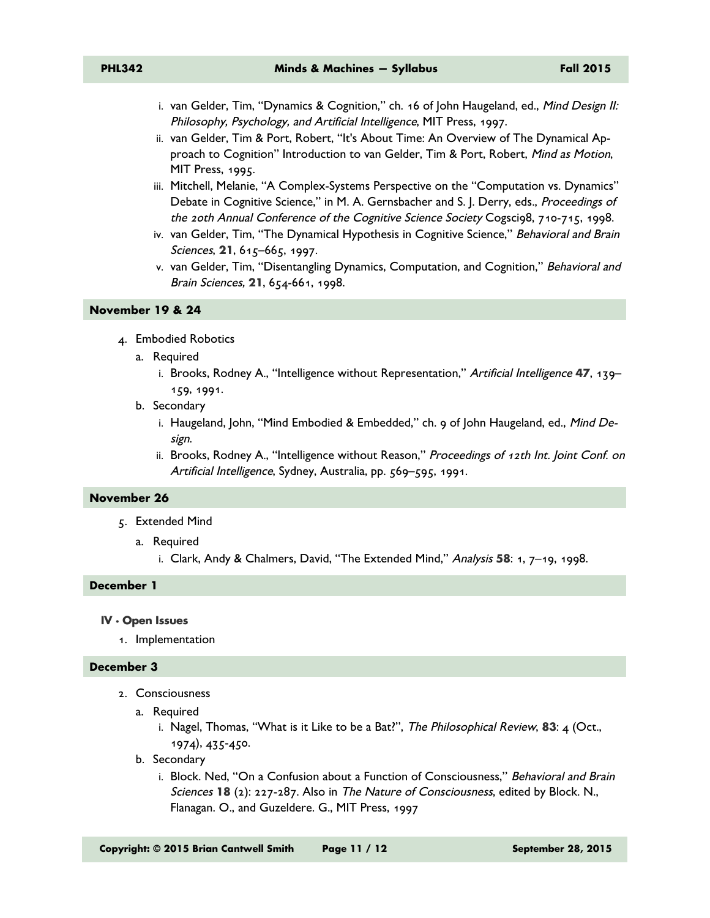i. van Gelder, Tim, "Dynamics & Cognition," ch. 16 of John Haugeland, ed., *Mind Design II: Philosophy, Psychology, and Artificial Intelligence*, MIT Press, 1997.
   ii. van Gelder, Tim & Port, Robert, "It's About Time: An Overview of The Dynamical Approach to Cognition" Introduction to van Gelder, Tim & Port, Robert, *Mind as Motion*, MIT Press, 1995.
   iii. Mitchell, Melanie, "A Complex-Systems Perspective on the "Computation vs. Dynamics" Debate in Cognitive Science," in M. A. Gernsbacher and S. J. Derry, eds., *Proceedings of the 20th Annual Conference of the Cognitive Science Society* Cogsci98, 710-715, 1998.
   iv. van Gelder, Tim, "The Dynamical Hypothesis in Cognitive Science," *Behavioral and Brain Sciences*, **21**, 615–665, 1997.
   v. van Gelder, Tim, "Disentangling Dynamics, Computation, and Cognition," *Behavioral and Brain Sciences,* **21**, 654-661, 1998.

### November 19 & 24

4. Embodied Robotics
   a. Required
      i. Brooks, Rodney A., "Intelligence without Representation," *Artificial Intelligence* **47**, 139–159, 1991.
   b. Secondary
      i. Haugeland, John, "Mind Embodied & Embedded," ch. 9 of John Haugeland, ed., *Mind Design*.
      ii. Brooks, Rodney A., "Intelligence without Reason," *Proceedings of 12th Int. Joint Conf. on Artificial Intelligence*, Sydney, Australia, pp. 569–595, 1991.

### November 26

5. Extended Mind
   a. Required
      i. Clark, Andy & Chalmers, David, "The Extended Mind," *Analysis* **58**: 1, 7–19, 1998.

### December 1

**IV · Open Issues**

1. Implementation

### December 3

2. Consciousness
   a. Required
      i. Nagel, Thomas, "What is it Like to be a Bat?", *The Philosophical Review*, **83**: 4 (Oct., 1974), 435-450.
   b. Secondary
      i. Block. Ned, "On a Confusion about a Function of Consciousness," *Behavioral and Brain Sciences* **18** (2): 227-287. Also in *The Nature of Consciousness*, edited by Block. N., Flanagan. O., and Guzeldere. G., MIT Press, 1997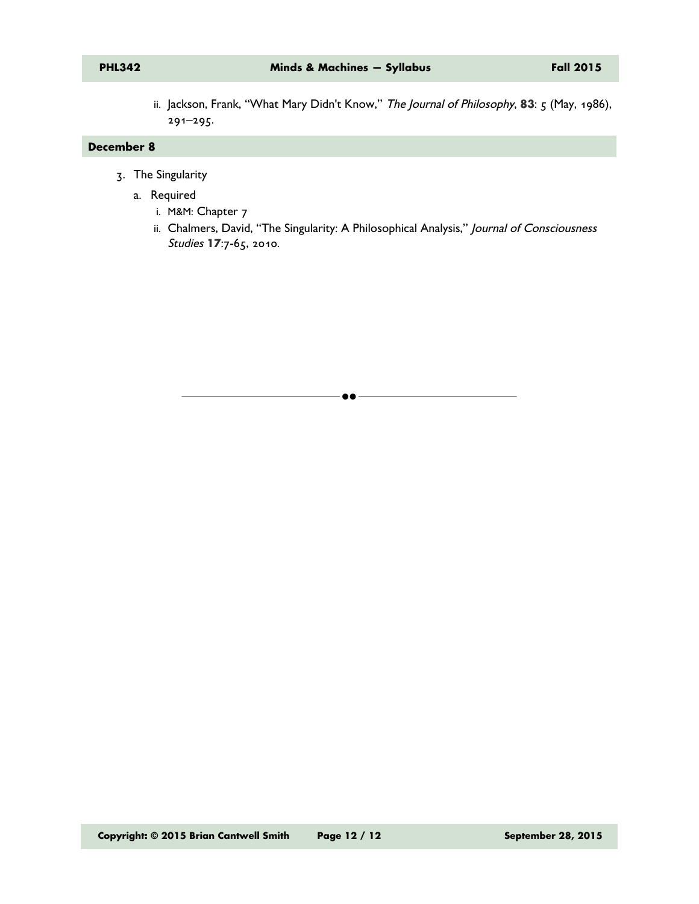ii. Jackson, Frank, "What Mary Didn't Know," *The Journal of Philosophy*, **83**: 5 (May, 1986), 291–295.

**December 8**

3. The Singularity
   a. Required
      i. M&M: Chapter 7
      ii. Chalmers, David, "The Singularity: A Philosophical Analysis," *Journal of Consciousness Studies* **17**:7-65, 2010.